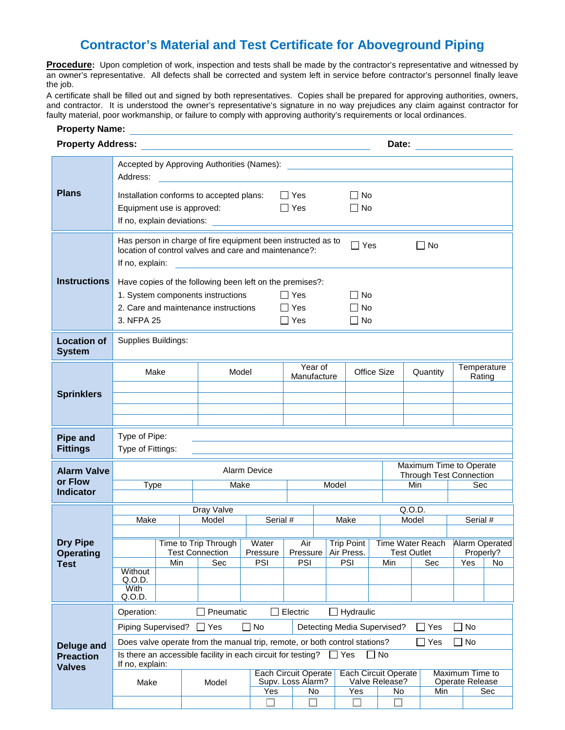# Contractor's Material and Test Certificate for Aboveground Piping

**Procedure:** Upon completion of work, inspection and tests shall be made by the contractor's representative and witnessed by an owner's representative. All defects shall be corrected and system left in service before contractor's personnel finally leave the job.

A certificate shall be filled out and signed by both representatives. Copies shall be prepared for approving authorities, owners, and contractor. It is understood the owner's representative's signature in no way prejudices any claim against contractor for faulty material, poor workmanship, or failure to comply with approving authority's requirements or local ordinances.

**Property Name:** ______________________________

**Property Address:** ______________________________ **Date:** ______________

## Plans

Accepted by Approving Authorities (Names): ______________________________

Address: ______________________________

| | | |
|---|---|---|
| Installation conforms to accepted plans: | ☐ Yes | ☐ No |
| Equipment use is approved: | ☐ Yes | ☐ No |

If no, explain deviations: ______________________________

## Instructions

Has person in charge of fire equipment been instructed as to location of control valves and care and maintenance?: ☐ Yes ☐ No

If no, explain: ______________________________

Have copies of the following been left on the premises?:

| | | |
|---|---|---|
| 1. System components instructions | ☐ Yes | ☐ No |
| 2. Care and maintenance instructions | ☐ Yes | ☐ No |
| 3. NFPA 25 | ☐ Yes | ☐ No |

## Location of System

Supplies Buildings:

## Sprinklers

| Make | Model | Year of Manufacture | Office Size | Quantity | Temperature Rating |
|---|---|---|---|---|---|
| | | | | | |
| | | | | | |
| | | | | | |
| | | | | | |

## Pipe and Fittings

Type of Pipe: ______________________________

Type of Fittings: ______________________________

## Alarm Valve or Flow Indicator

| Alarm Device | | | Maximum Time to Operate Through Test Connection | |
|---|---|---|---|---|
| Type | Make | Model | Min | Sec |
| | | | | |

## Dry Pipe Operating Test

| Dray Valve | | | Q.O.D. | | |
|---|---|---|---|---|---|
| Make | Model | Serial # | Make | Model | Serial # |
| | | | | | |

| | Time to Trip Through Test Connection | | Water Pressure | Air Pressure | Trip Point Air Press. | Time Water Reach Test Outlet | | Alarm Operated Properly? | |
|---|---|---|---|---|---|---|---|---|---|
| | Min | Sec | PSI | PSI | PSI | Min | Sec | Yes | No |
| Without Q.O.D. | | | | | | | | | |
| With Q.O.D. | | | | | | | | | |

## Deluge and Preaction Valves

Operation: ☐ Pneumatic ☐ Electric ☐ Hydraulic

Piping Supervised? ☐ Yes ☐ No     Detecting Media Supervised? ☐ Yes ☐ No

Does valve operate from the manual trip, remote, or both control stations? ☐ Yes ☐ No

Is there an accessible facility in each circuit for testing? ☐ Yes ☐ No

If no, explain:

| Make | Model | Each Circuit Operate Supv. Loss Alarm? | | Each Circuit Operate Valve Release? | | Maximum Time to Operate Release | |
|---|---|---|---|---|---|---|---|
| | | Yes | No | Yes | No | Min | Sec |
| | | ☐ | ☐ | ☐ | ☐ | | |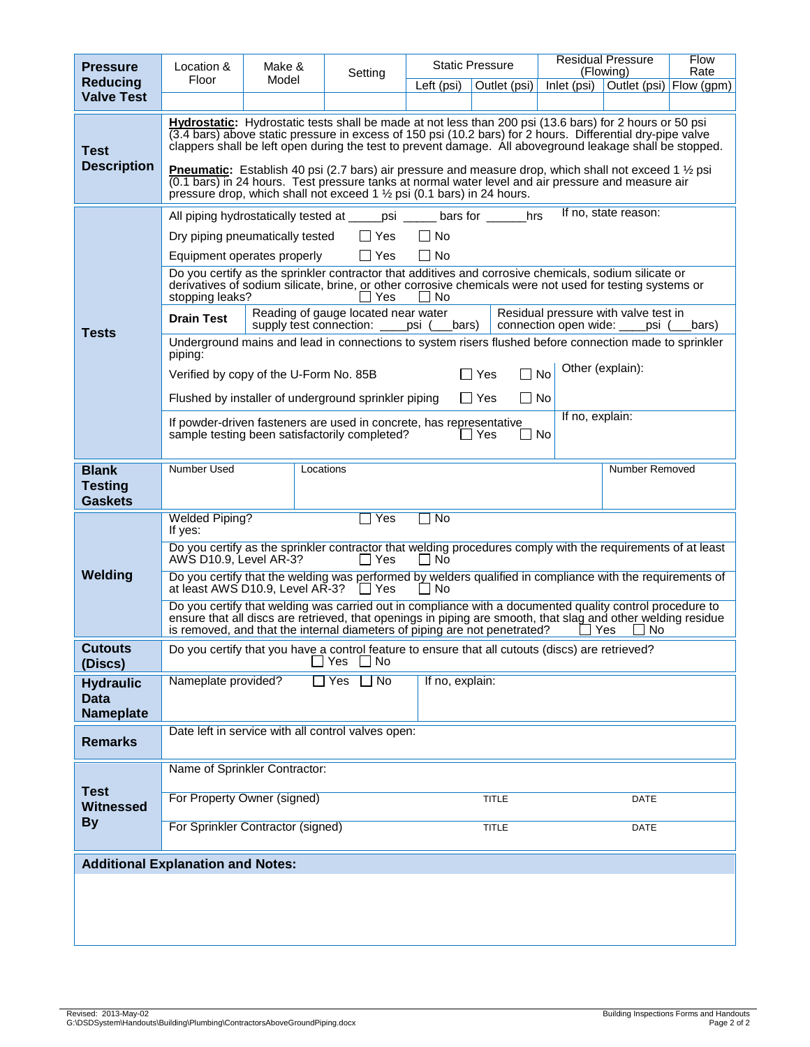| Pressure Reducing Valve Test | Location & Floor | Make & Model | Setting | Static Pressure | | Residual Pressure (Flowing) | | Flow Rate |
|---|---|---|---|---|---|---|---|---|
| | | | | Left (psi) | Outlet (psi) | Inlet (psi) | Outlet (psi) | Flow (gpm) |
| | | | | | | | | |

**Test Description**

**Hydrostatic:** Hydrostatic tests shall be made at not less than 200 psi (13.6 bars) for 2 hours or 50 psi (3.4 bars) above static pressure in excess of 150 psi (10.2 bars) for 2 hours. Differential dry-pipe valve clappers shall be left open during the test to prevent damage. All aboveground leakage shall be stopped.

**Pneumatic:** Establish 40 psi (2.7 bars) air pressure and measure drop, which shall not exceed 1 ½ psi (0.1 bars) in 24 hours. Test pressure tanks at normal water level and air pressure and measure air pressure drop, which shall not exceed 1 ½ psi (0.1 bars) in 24 hours.

**Tests**

All piping hydrostatically tested at _____psi _____ bars for ______hrs

Dry piping pneumatically tested ☐ Yes ☐ No

Equipment operates properly ☐ Yes ☐ No

If no, state reason:

Do you certify as the sprinkler contractor that additives and corrosive chemicals, sodium silicate or derivatives of sodium silicate, brine, or other corrosive chemicals were not used for testing systems or stopping leaks? ☐ Yes ☐ No

**Drain Test** | Reading of gauge located near water supply test connection: ____psi (___bars) | Residual pressure with valve test in connection open wide: ____psi (___bars)

Underground mains and lead in connections to system risers flushed before connection made to sprinkler piping:

Verified by copy of the U-Form No. 85B ☐ Yes ☐ No

Flushed by installer of underground sprinkler piping ☐ Yes ☐ No

Other (explain):

If powder-driven fasteners are used in concrete, has representative sample testing been satisfactorily completed? ☐ Yes ☐ No

If no, explain:

| Blank Testing Gaskets | Number Used | Locations | Number Removed |
|---|---|---|---|
| | | | |

**Welding**

Welded Piping? ☐ Yes ☐ No
If yes:

Do you certify as the sprinkler contractor that welding procedures comply with the requirements of at least AWS D10.9, Level AR-3? ☐ Yes ☐ No

Do you certify that the welding was performed by welders qualified in compliance with the requirements of at least AWS D10.9, Level AR-3? ☐ Yes ☐ No

Do you certify that welding was carried out in compliance with a documented quality control procedure to ensure that all discs are retrieved, that openings in piping are smooth, that slag and other welding residue is removed, and that the internal diameters of piping are not penetrated? ☐ Yes ☐ No

**Cutouts (Discs)**

Do you certify that you have a control feature to ensure that all cutouts (discs) are retrieved? ☐ Yes ☐ No

**Hydraulic Data Nameplate**

Nameplate provided? ☐ Yes ☐ No | If no, explain:

**Remarks**

Date left in service with all control valves open:

**Test Witnessed By**

Name of Sprinkler Contractor:

For Property Owner (signed) TITLE DATE

For Sprinkler Contractor (signed) TITLE DATE

**Additional Explanation and Notes:**

Revised: 2013-May-02
G:\DSDSystem\Handouts\Building\Plumbing\ContractorsAboveGroundPiping.docx

Building Inspections Forms and Handouts